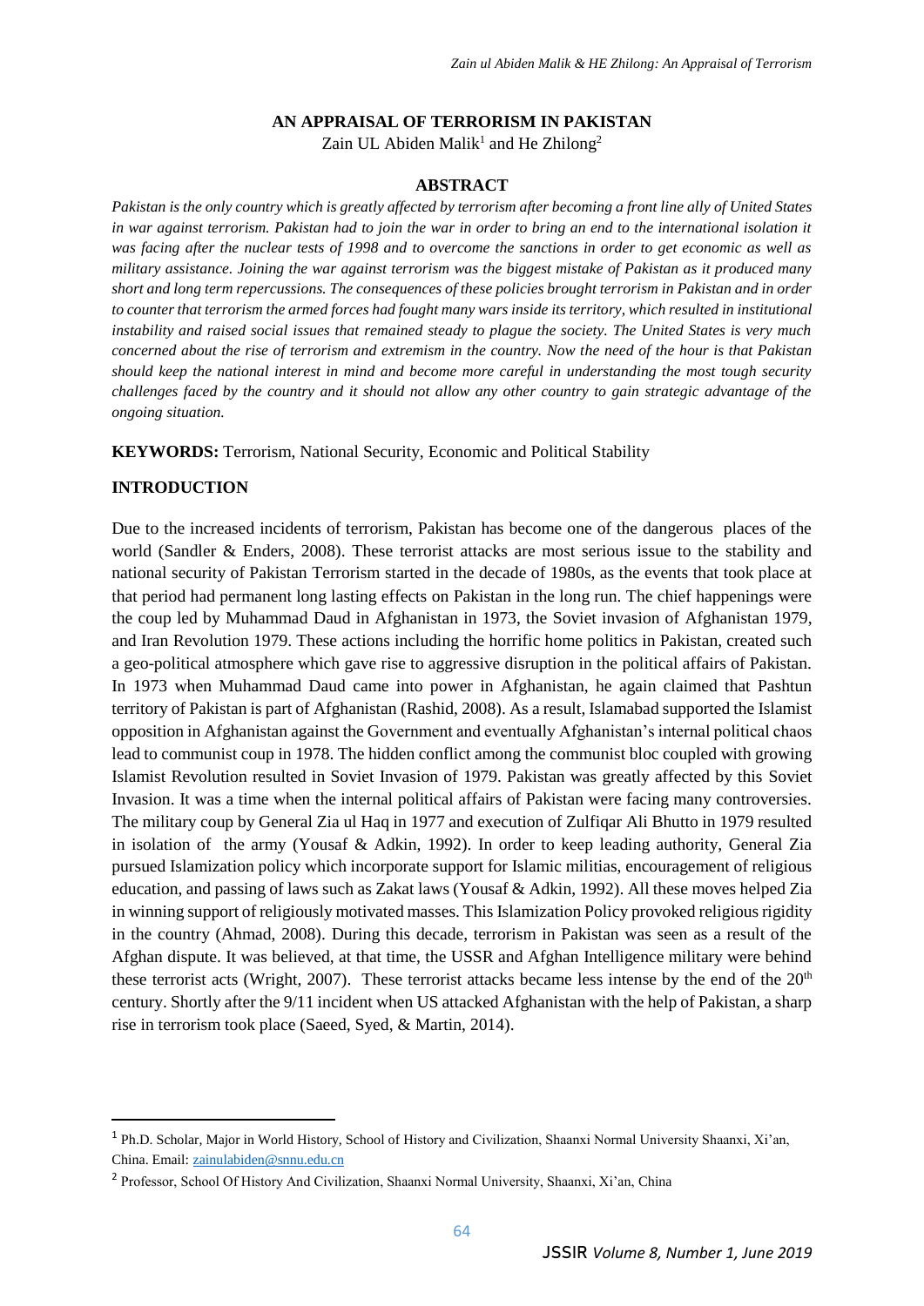# AN APPRAISAL OF TERRORISM IN PAKISTAN

Zain UL Abiden Malik[1] and He Zhilong[2]

## ABSTRACT

*Pakistan is the only country which is greatly affected by terrorism after becoming a front line ally of United States in war against terrorism. Pakistan had to join the war in order to bring an end to the international isolation it was facing after the nuclear tests of 1998 and to overcome the sanctions in order to get economic as well as military assistance. Joining the war against terrorism was the biggest mistake of Pakistan as it produced many short and long term repercussions. The consequences of these policies brought terrorism in Pakistan and in order to counter that terrorism the armed forces had fought many wars inside its territory, which resulted in institutional instability and raised social issues that remained steady to plague the society. The United States is very much concerned about the rise of terrorism and extremism in the country. Now the need of the hour is that Pakistan should keep the national interest in mind and become more careful in understanding the most tough security challenges faced by the country and it should not allow any other country to gain strategic advantage of the ongoing situation.*

**KEYWORDS:** Terrorism, National Security, Economic and Political Stability

## INTRODUCTION

Due to the increased incidents of terrorism, Pakistan has become one of the dangerous places of the world (Sandler & Enders, 2008). These terrorist attacks are most serious issue to the stability and national security of Pakistan Terrorism started in the decade of 1980s, as the events that took place at that period had permanent long lasting effects on Pakistan in the long run. The chief happenings were the coup led by Muhammad Daud in Afghanistan in 1973, the Soviet invasion of Afghanistan 1979, and Iran Revolution 1979. These actions including the horrific home politics in Pakistan, created such a geo-political atmosphere which gave rise to aggressive disruption in the political affairs of Pakistan. In 1973 when Muhammad Daud came into power in Afghanistan, he again claimed that Pashtun territory of Pakistan is part of Afghanistan (Rashid, 2008). As a result, Islamabad supported the Islamist opposition in Afghanistan against the Government and eventually Afghanistan's internal political chaos lead to communist coup in 1978. The hidden conflict among the communist bloc coupled with growing Islamist Revolution resulted in Soviet Invasion of 1979. Pakistan was greatly affected by this Soviet Invasion. It was a time when the internal political affairs of Pakistan were facing many controversies. The military coup by General Zia ul Haq in 1977 and execution of Zulfiqar Ali Bhutto in 1979 resulted in isolation of the army (Yousaf & Adkin, 1992). In order to keep leading authority, General Zia pursued Islamization policy which incorporate support for Islamic militias, encouragement of religious education, and passing of laws such as Zakat laws (Yousaf & Adkin, 1992). All these moves helped Zia in winning support of religiously motivated masses. This Islamization Policy provoked religious rigidity in the country (Ahmad, 2008). During this decade, terrorism in Pakistan was seen as a result of the Afghan dispute. It was believed, at that time, the USSR and Afghan Intelligence military were behind these terrorist acts (Wright, 2007). These terrorist attacks became less intense by the end of the 20th century. Shortly after the 9/11 incident when US attacked Afghanistan with the help of Pakistan, a sharp rise in terrorism took place (Saeed, Syed, & Martin, 2014).

---

[1] Ph.D. Scholar, Major in World History, School of History and Civilization, Shaanxi Normal University Shaanxi, Xi'an, China. Email: zainulabiden@snnu.edu.cn

[2] Professor, School Of History And Civilization, Shaanxi Normal University, Shaanxi, Xi'an, China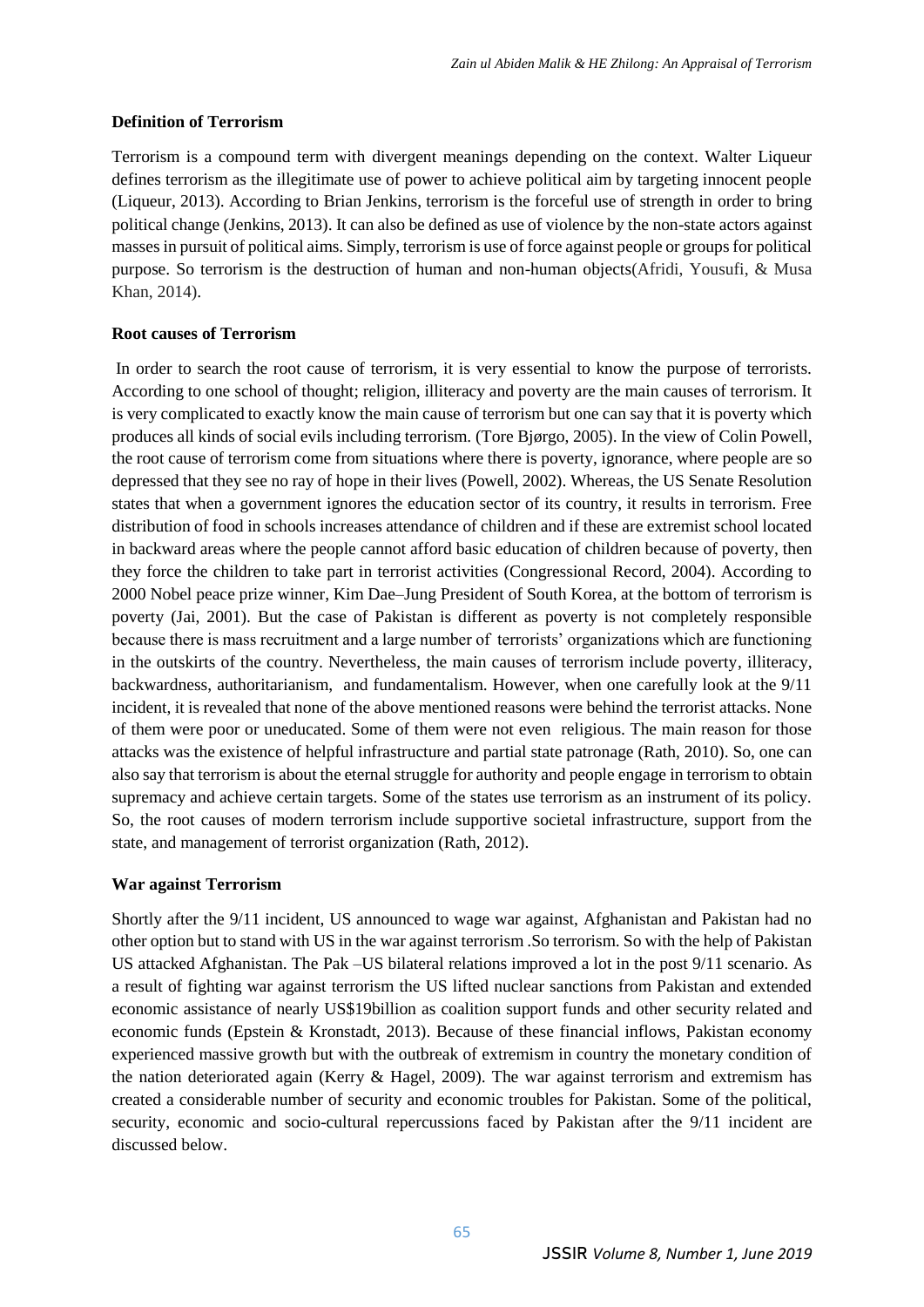**Definition of Terrorism**

Terrorism is a compound term with divergent meanings depending on the context. Walter Liqueur defines terrorism as the illegitimate use of power to achieve political aim by targeting innocent people (Liqueur, 2013). According to Brian Jenkins, terrorism is the forceful use of strength in order to bring political change (Jenkins, 2013). It can also be defined as use of violence by the non-state actors against masses in pursuit of political aims. Simply, terrorism is use of force against people or groups for political purpose. So terrorism is the destruction of human and non-human objects(Afridi, Yousufi, & Musa Khan, 2014).

**Root causes of Terrorism**

In order to search the root cause of terrorism, it is very essential to know the purpose of terrorists. According to one school of thought; religion, illiteracy and poverty are the main causes of terrorism. It is very complicated to exactly know the main cause of terrorism but one can say that it is poverty which produces all kinds of social evils including terrorism. (Tore Bjørgo, 2005). In the view of Colin Powell, the root cause of terrorism come from situations where there is poverty, ignorance, where people are so depressed that they see no ray of hope in their lives (Powell, 2002). Whereas, the US Senate Resolution states that when a government ignores the education sector of its country, it results in terrorism. Free distribution of food in schools increases attendance of children and if these are extremist school located in backward areas where the people cannot afford basic education of children because of poverty, then they force the children to take part in terrorist activities (Congressional Record, 2004). According to 2000 Nobel peace prize winner, Kim Dae–Jung President of South Korea, at the bottom of terrorism is poverty (Jai, 2001). But the case of Pakistan is different as poverty is not completely responsible because there is mass recruitment and a large number of terrorists' organizations which are functioning in the outskirts of the country. Nevertheless, the main causes of terrorism include poverty, illiteracy, backwardness, authoritarianism, and fundamentalism. However, when one carefully look at the 9/11 incident, it is revealed that none of the above mentioned reasons were behind the terrorist attacks. None of them were poor or uneducated. Some of them were not even religious. The main reason for those attacks was the existence of helpful infrastructure and partial state patronage (Rath, 2010). So, one can also say that terrorism is about the eternal struggle for authority and people engage in terrorism to obtain supremacy and achieve certain targets. Some of the states use terrorism as an instrument of its policy. So, the root causes of modern terrorism include supportive societal infrastructure, support from the state, and management of terrorist organization (Rath, 2012).

**War against Terrorism**

Shortly after the 9/11 incident, US announced to wage war against, Afghanistan and Pakistan had no other option but to stand with US in the war against terrorism .So terrorism. So with the help of Pakistan US attacked Afghanistan. The Pak –US bilateral relations improved a lot in the post 9/11 scenario. As a result of fighting war against terrorism the US lifted nuclear sanctions from Pakistan and extended economic assistance of nearly US$19billion as coalition support funds and other security related and economic funds (Epstein & Kronstadt, 2013). Because of these financial inflows, Pakistan economy experienced massive growth but with the outbreak of extremism in country the monetary condition of the nation deteriorated again (Kerry & Hagel, 2009). The war against terrorism and extremism has created a considerable number of security and economic troubles for Pakistan. Some of the political, security, economic and socio-cultural repercussions faced by Pakistan after the 9/11 incident are discussed below.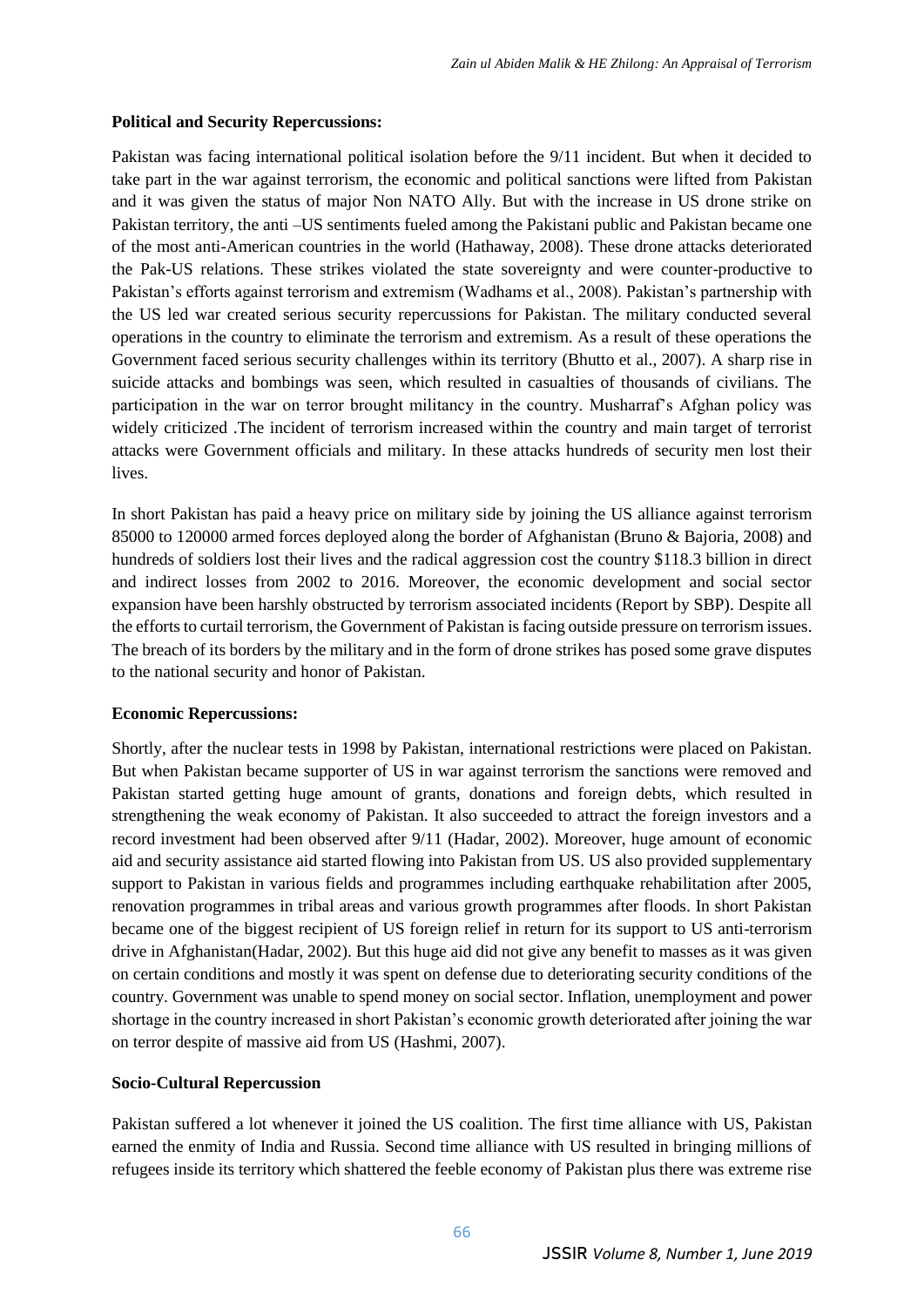**Political and Security Repercussions:**

Pakistan was facing international political isolation before the 9/11 incident. But when it decided to take part in the war against terrorism, the economic and political sanctions were lifted from Pakistan and it was given the status of major Non NATO Ally. But with the increase in US drone strike on Pakistan territory, the anti –US sentiments fueled among the Pakistani public and Pakistan became one of the most anti-American countries in the world (Hathaway, 2008). These drone attacks deteriorated the Pak-US relations. These strikes violated the state sovereignty and were counter-productive to Pakistan's efforts against terrorism and extremism (Wadhams et al., 2008). Pakistan's partnership with the US led war created serious security repercussions for Pakistan. The military conducted several operations in the country to eliminate the terrorism and extremism. As a result of these operations the Government faced serious security challenges within its territory (Bhutto et al., 2007). A sharp rise in suicide attacks and bombings was seen, which resulted in casualties of thousands of civilians. The participation in the war on terror brought militancy in the country. Musharraf's Afghan policy was widely criticized .The incident of terrorism increased within the country and main target of terrorist attacks were Government officials and military. In these attacks hundreds of security men lost their lives.

In short Pakistan has paid a heavy price on military side by joining the US alliance against terrorism 85000 to 120000 armed forces deployed along the border of Afghanistan (Bruno & Bajoria, 2008) and hundreds of soldiers lost their lives and the radical aggression cost the country $118.3 billion in direct and indirect losses from 2002 to 2016. Moreover, the economic development and social sector expansion have been harshly obstructed by terrorism associated incidents (Report by SBP). Despite all the efforts to curtail terrorism, the Government of Pakistan is facing outside pressure on terrorism issues. The breach of its borders by the military and in the form of drone strikes has posed some grave disputes to the national security and honor of Pakistan.

**Economic Repercussions:**

Shortly, after the nuclear tests in 1998 by Pakistan, international restrictions were placed on Pakistan. But when Pakistan became supporter of US in war against terrorism the sanctions were removed and Pakistan started getting huge amount of grants, donations and foreign debts, which resulted in strengthening the weak economy of Pakistan. It also succeeded to attract the foreign investors and a record investment had been observed after 9/11 (Hadar, 2002). Moreover, huge amount of economic aid and security assistance aid started flowing into Pakistan from US. US also provided supplementary support to Pakistan in various fields and programmes including earthquake rehabilitation after 2005, renovation programmes in tribal areas and various growth programmes after floods. In short Pakistan became one of the biggest recipient of US foreign relief in return for its support to US anti-terrorism drive in Afghanistan(Hadar, 2002). But this huge aid did not give any benefit to masses as it was given on certain conditions and mostly it was spent on defense due to deteriorating security conditions of the country. Government was unable to spend money on social sector. Inflation, unemployment and power shortage in the country increased in short Pakistan's economic growth deteriorated after joining the war on terror despite of massive aid from US (Hashmi, 2007).

**Socio-Cultural Repercussion**

Pakistan suffered a lot whenever it joined the US coalition. The first time alliance with US, Pakistan earned the enmity of India and Russia. Second time alliance with US resulted in bringing millions of refugees inside its territory which shattered the feeble economy of Pakistan plus there was extreme rise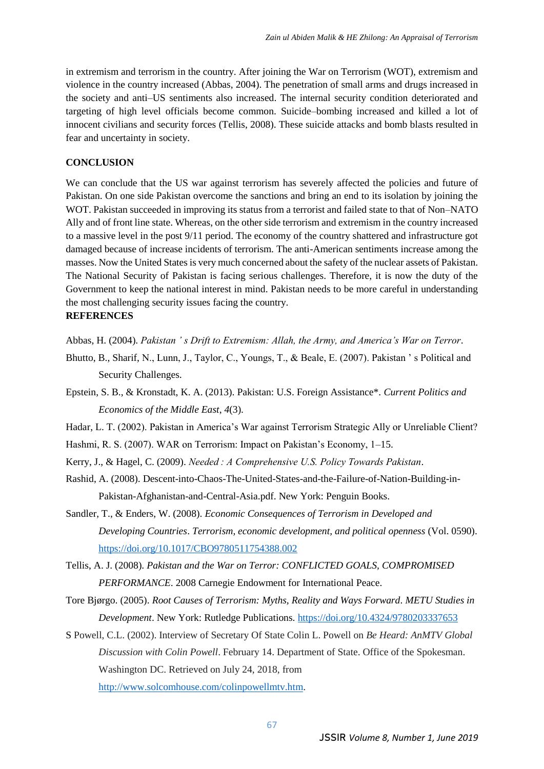in extremism and terrorism in the country. After joining the War on Terrorism (WOT), extremism and violence in the country increased (Abbas, 2004). The penetration of small arms and drugs increased in the society and anti–US sentiments also increased. The internal security condition deteriorated and targeting of high level officials become common. Suicide–bombing increased and killed a lot of innocent civilians and security forces (Tellis, 2008). These suicide attacks and bomb blasts resulted in fear and uncertainty in society.

## CONCLUSION

We can conclude that the US war against terrorism has severely affected the policies and future of Pakistan. On one side Pakistan overcome the sanctions and bring an end to its isolation by joining the WOT. Pakistan succeeded in improving its status from a terrorist and failed state to that of Non–NATO Ally and of front line state. Whereas, on the other side terrorism and extremism in the country increased to a massive level in the post 9/11 period. The economy of the country shattered and infrastructure got damaged because of increase incidents of terrorism. The anti-American sentiments increase among the masses. Now the United States is very much concerned about the safety of the nuclear assets of Pakistan. The National Security of Pakistan is facing serious challenges. Therefore, it is now the duty of the Government to keep the national interest in mind. Pakistan needs to be more careful in understanding the most challenging security issues facing the country.

## REFERENCES

Abbas, H. (2004). *Pakistan ' s Drift to Extremism: Allah, the Army, and America's War on Terror*.

Bhutto, B., Sharif, N., Lunn, J., Taylor, C., Youngs, T., & Beale, E. (2007). Pakistan ' s Political and Security Challenges.

Epstein, S. B., & Kronstadt, K. A. (2013). Pakistan: U.S. Foreign Assistance*. *Current Politics and Economics of the Middle East*, *4*(3).

Hadar, L. T. (2002). Pakistan in America's War against Terrorism Strategic Ally or Unreliable Client?

Hashmi, R. S. (2007). WAR on Terrorism: Impact on Pakistan's Economy, 1–15.

Kerry, J., & Hagel, C. (2009). *Needed : A Comprehensive U.S. Policy Towards Pakistan*.

Rashid, A. (2008). Descent-into-Chaos-The-United-States-and-the-Failure-of-Nation-Building-in-Pakistan-Afghanistan-and-Central-Asia.pdf. New York: Penguin Books.

Sandler, T., & Enders, W. (2008). *Economic Consequences of Terrorism in Developed and Developing Countries*. *Terrorism, economic development, and political openness* (Vol. 0590). https://doi.org/10.1017/CBO9780511754388.002

Tellis, A. J. (2008). *Pakistan and the War on Terror: CONFLICTED GOALS, COMPROMISED PERFORMANCE*. 2008 Carnegie Endowment for International Peace.

Tore Bjørgo. (2005). *Root Causes of Terrorism: Myths, Reality and Ways Forward*. *METU Studies in Development*. New York: Rutledge Publications. https://doi.org/10.4324/9780203337653

S Powell, C.L. (2002). Interview of Secretary Of State Colin L. Powell on *Be Heard: AnMTV Global Discussion with Colin Powell*. February 14. Department of State. Office of the Spokesman. Washington DC. Retrieved on July 24, 2018, from http://www.solcomhouse.com/colinpowellmtv.htm.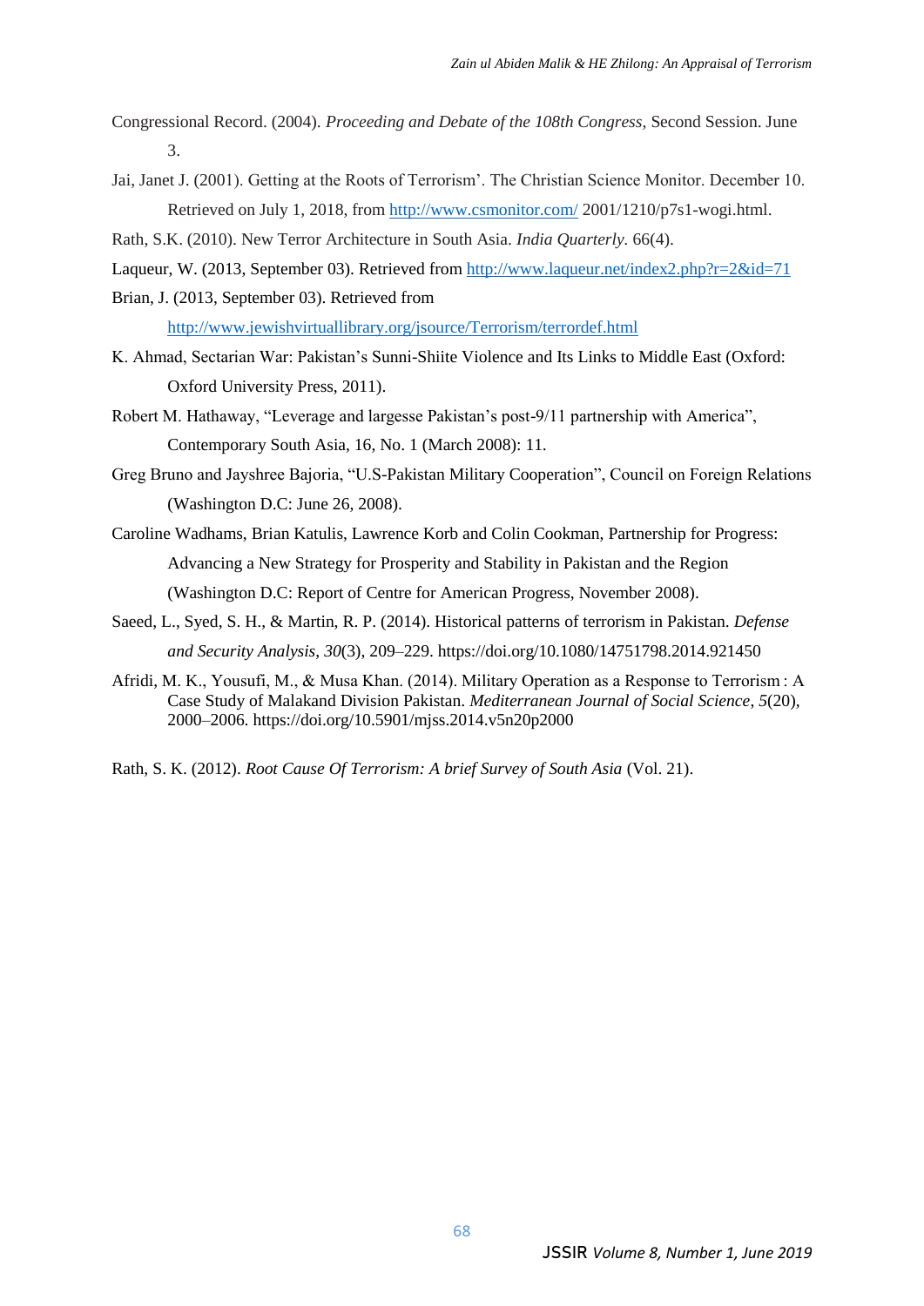Congressional Record. (2004). *Proceeding and Debate of the 108th Congress*, Second Session. June 3.

Jai, Janet J. (2001). Getting at the Roots of Terrorism'. The Christian Science Monitor. December 10. Retrieved on July 1, 2018, from http://www.csmonitor.com/ 2001/1210/p7s1-wogi.html.

Rath, S.K. (2010). New Terror Architecture in South Asia. *India Quarterly.* 66(4).

Laqueur, W. (2013, September 03). Retrieved from http://www.laqueur.net/index2.php?r=2&id=71

Brian, J. (2013, September 03). Retrieved from http://www.jewishvirtuallibrary.org/jsource/Terrorism/terrordef.html

K. Ahmad, Sectarian War: Pakistan's Sunni-Shiite Violence and Its Links to Middle East (Oxford: Oxford University Press, 2011).

Robert M. Hathaway, "Leverage and largesse Pakistan's post-9/11 partnership with America", Contemporary South Asia, 16, No. 1 (March 2008): 11.

Greg Bruno and Jayshree Bajoria, "U.S-Pakistan Military Cooperation", Council on Foreign Relations (Washington D.C: June 26, 2008).

Caroline Wadhams, Brian Katulis, Lawrence Korb and Colin Cookman, Partnership for Progress: Advancing a New Strategy for Prosperity and Stability in Pakistan and the Region (Washington D.C: Report of Centre for American Progress, November 2008).

Saeed, L., Syed, S. H., & Martin, R. P. (2014). Historical patterns of terrorism in Pakistan. *Defense and Security Analysis*, *30*(3), 209–229. https://doi.org/10.1080/14751798.2014.921450

Afridi, M. K., Yousufi, M., & Musa Khan. (2014). Military Operation as a Response to Terrorism : A Case Study of Malakand Division Pakistan. *Mediterranean Journal of Social Science*, *5*(20), 2000–2006. https://doi.org/10.5901/mjss.2014.v5n20p2000

Rath, S. K. (2012). *Root Cause Of Terrorism: A brief Survey of South Asia* (Vol. 21).